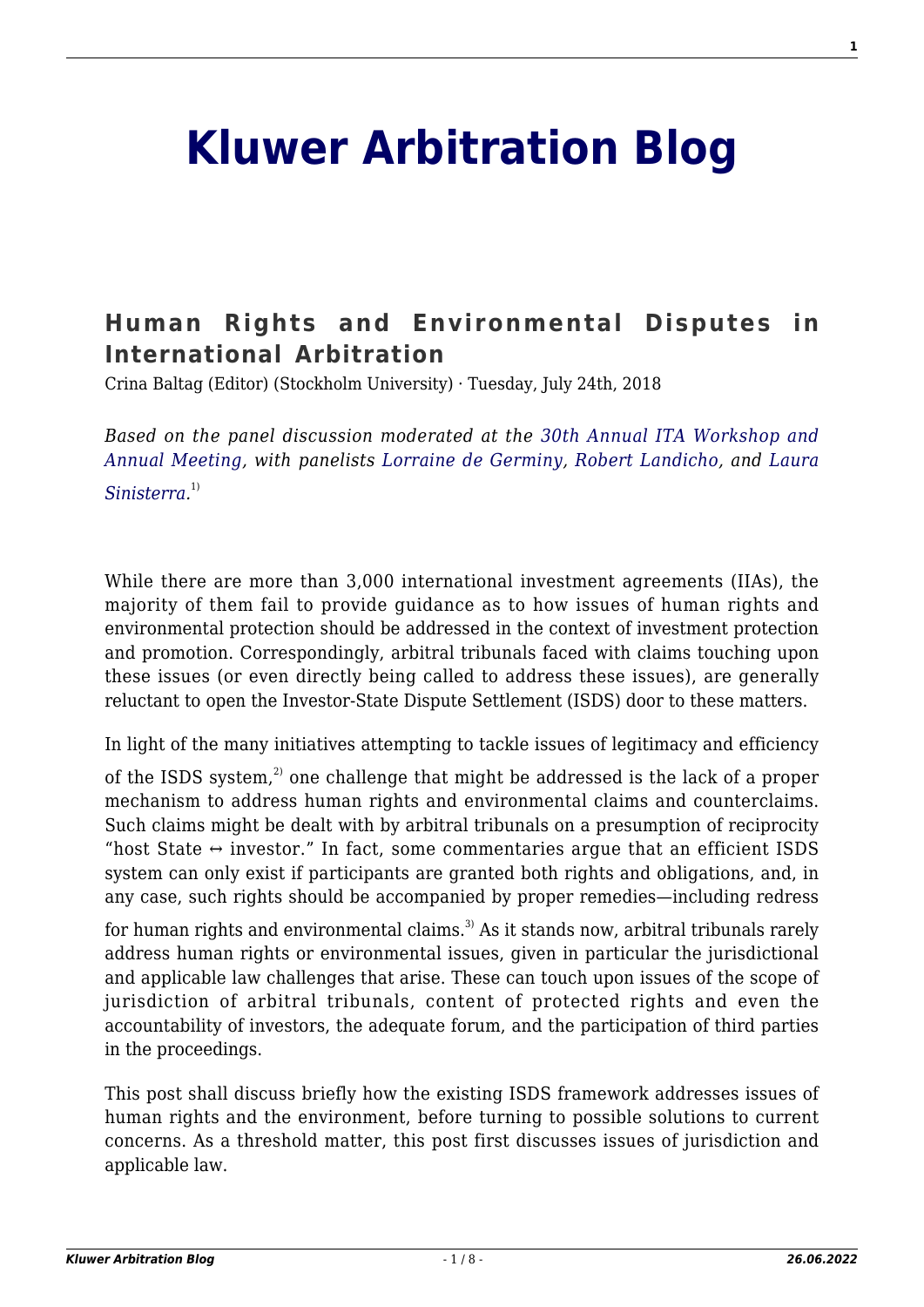# Kluwer Arbitration Blog

## Human Rights and Environmental Disputes in International Arbitration

Crina Baltag (Editor) (Stockholm University) · Tuesday, July 24th, 2018

*Based on the panel discussion moderated at the 30th Annual ITA Workshop and Annual Meeting, with panelists Lorraine de Germiny, Robert Landicho, and Laura Sinisterra.*[1)]

While there are more than 3,000 international investment agreements (IIAs), the majority of them fail to provide guidance as to how issues of human rights and environmental protection should be addressed in the context of investment protection and promotion. Correspondingly, arbitral tribunals faced with claims touching upon these issues (or even directly being called to address these issues), are generally reluctant to open the Investor-State Dispute Settlement (ISDS) door to these matters.

In light of the many initiatives attempting to tackle issues of legitimacy and efficiency of the ISDS system,[2)] one challenge that might be addressed is the lack of a proper mechanism to address human rights and environmental claims and counterclaims. Such claims might be dealt with by arbitral tribunals on a presumption of reciprocity "host State ↔ investor." In fact, some commentaries argue that an efficient ISDS system can only exist if participants are granted both rights and obligations, and, in any case, such rights should be accompanied by proper remedies—including redress for human rights and environmental claims.[3)] As it stands now, arbitral tribunals rarely address human rights or environmental issues, given in particular the jurisdictional and applicable law challenges that arise. These can touch upon issues of the scope of jurisdiction of arbitral tribunals, content of protected rights and even the accountability of investors, the adequate forum, and the participation of third parties in the proceedings.

This post shall discuss briefly how the existing ISDS framework addresses issues of human rights and the environment, before turning to possible solutions to current concerns. As a threshold matter, this post first discusses issues of jurisdiction and applicable law.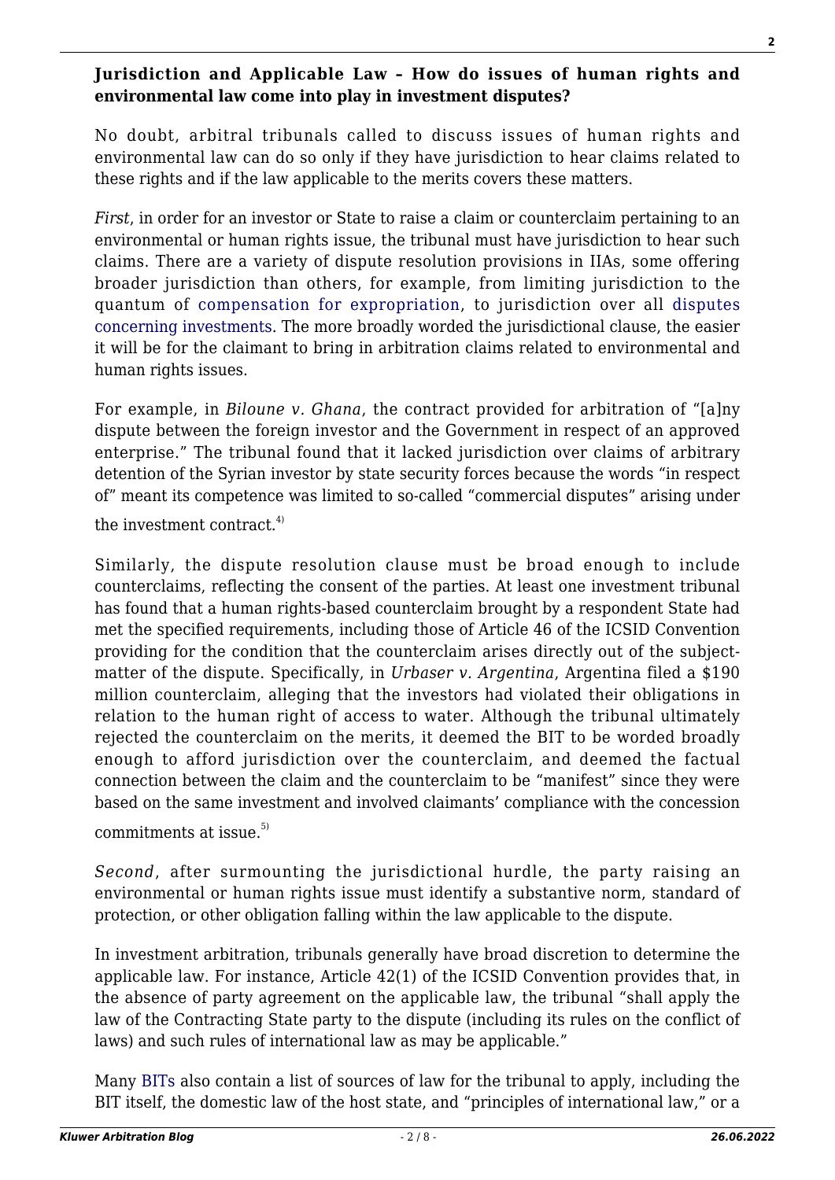**Jurisdiction and Applicable Law – How do issues of human rights and environmental law come into play in investment disputes?**

No doubt, arbitral tribunals called to discuss issues of human rights and environmental law can do so only if they have jurisdiction to hear claims related to these rights and if the law applicable to the merits covers these matters.

*First*, in order for an investor or State to raise a claim or counterclaim pertaining to an environmental or human rights issue, the tribunal must have jurisdiction to hear such claims. There are a variety of dispute resolution provisions in IIAs, some offering broader jurisdiction than others, for example, from limiting jurisdiction to the quantum of compensation for expropriation, to jurisdiction over all disputes concerning investments. The more broadly worded the jurisdictional clause, the easier it will be for the claimant to bring in arbitration claims related to environmental and human rights issues.

For example, in *Biloune v. Ghana*, the contract provided for arbitration of "[a]ny dispute between the foreign investor and the Government in respect of an approved enterprise." The tribunal found that it lacked jurisdiction over claims of arbitrary detention of the Syrian investor by state security forces because the words "in respect of" meant its competence was limited to so-called "commercial disputes" arising under the investment contract.[4)]

Similarly, the dispute resolution clause must be broad enough to include counterclaims, reflecting the consent of the parties. At least one investment tribunal has found that a human rights-based counterclaim brought by a respondent State had met the specified requirements, including those of Article 46 of the ICSID Convention providing for the condition that the counterclaim arises directly out of the subject-matter of the dispute. Specifically, in *Urbaser v. Argentina*, Argentina filed a $190 million counterclaim, alleging that the investors had violated their obligations in relation to the human right of access to water. Although the tribunal ultimately rejected the counterclaim on the merits, it deemed the BIT to be worded broadly enough to afford jurisdiction over the counterclaim, and deemed the factual connection between the claim and the counterclaim to be "manifest" since they were based on the same investment and involved claimants' compliance with the concession commitments at issue.[5)]

*Second*, after surmounting the jurisdictional hurdle, the party raising an environmental or human rights issue must identify a substantive norm, standard of protection, or other obligation falling within the law applicable to the dispute.

In investment arbitration, tribunals generally have broad discretion to determine the applicable law. For instance, Article 42(1) of the ICSID Convention provides that, in the absence of party agreement on the applicable law, the tribunal "shall apply the law of the Contracting State party to the dispute (including its rules on the conflict of laws) and such rules of international law as may be applicable."

Many BITs also contain a list of sources of law for the tribunal to apply, including the BIT itself, the domestic law of the host state, and "principles of international law," or a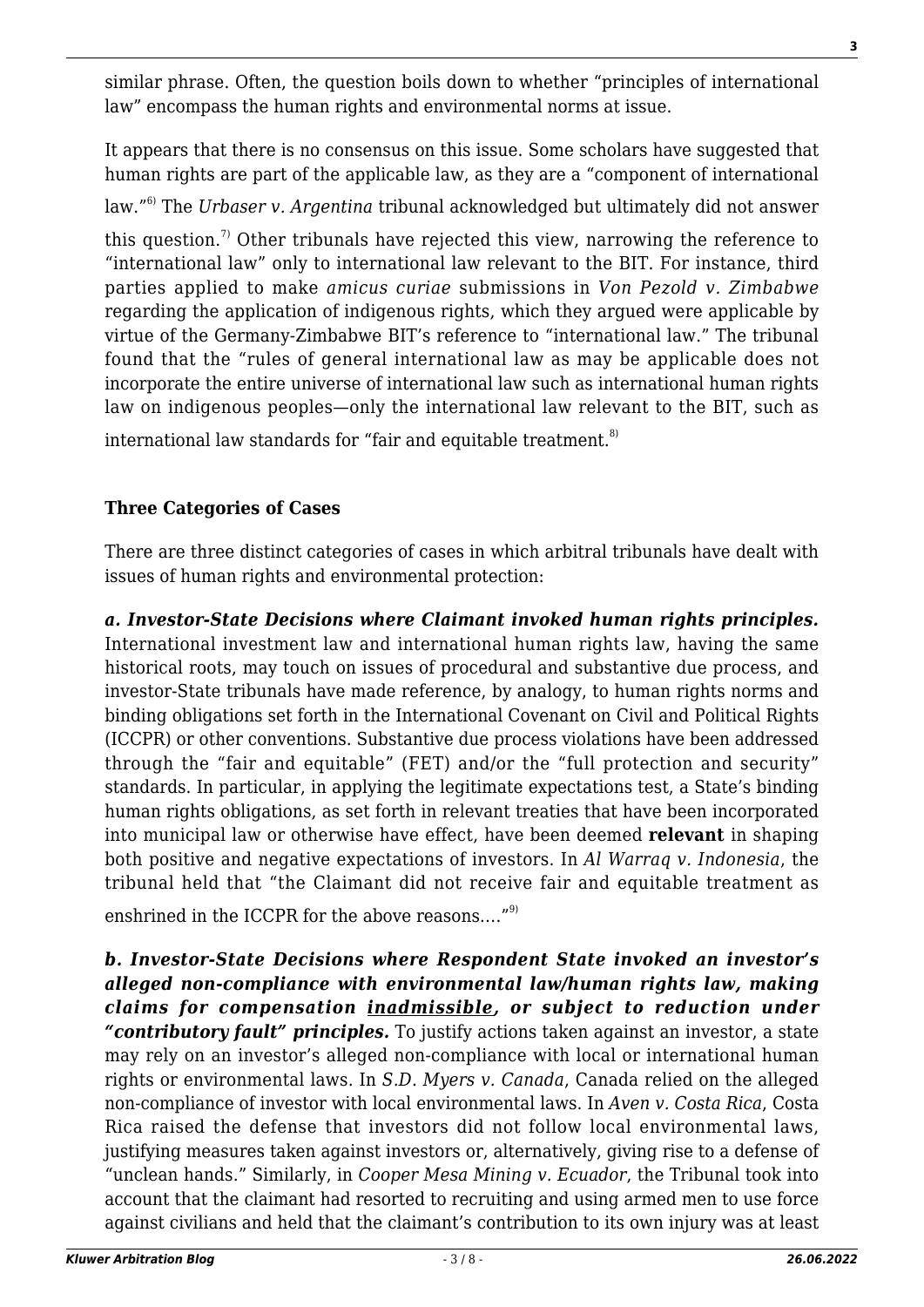similar phrase. Often, the question boils down to whether "principles of international law" encompass the human rights and environmental norms at issue.

It appears that there is no consensus on this issue. Some scholars have suggested that human rights are part of the applicable law, as they are a "component of international law."[6] The *Urbaser v. Argentina* tribunal acknowledged but ultimately did not answer this question.[7] Other tribunals have rejected this view, narrowing the reference to "international law" only to international law relevant to the BIT. For instance, third parties applied to make *amicus curiae* submissions in *Von Pezold v. Zimbabwe* regarding the application of indigenous rights, which they argued were applicable by virtue of the Germany-Zimbabwe BIT's reference to "international law." The tribunal found that the "rules of general international law as may be applicable does not incorporate the entire universe of international law such as international human rights law on indigenous peoples—only the international law relevant to the BIT, such as international law standards for "fair and equitable treatment.[8]

**Three Categories of Cases**

There are three distinct categories of cases in which arbitral tribunals have dealt with issues of human rights and environmental protection:

***a. Investor-State Decisions where Claimant invoked human rights principles.*** International investment law and international human rights law, having the same historical roots, may touch on issues of procedural and substantive due process, and investor-State tribunals have made reference, by analogy, to human rights norms and binding obligations set forth in the International Covenant on Civil and Political Rights (ICCPR) or other conventions. Substantive due process violations have been addressed through the "fair and equitable" (FET) and/or the "full protection and security" standards. In particular, in applying the legitimate expectations test, a State's binding human rights obligations, as set forth in relevant treaties that have been incorporated into municipal law or otherwise have effect, have been deemed **relevant** in shaping both positive and negative expectations of investors. In *Al Warraq v. Indonesia*, the tribunal held that "the Claimant did not receive fair and equitable treatment as enshrined in the ICCPR for the above reasons…."[9]

***b. Investor-State Decisions where Respondent State invoked an investor's alleged non-compliance with environmental law/human rights law, making claims for compensation <u>inadmissible</u>, or subject to reduction under "contributory fault" principles.*** To justify actions taken against an investor, a state may rely on an investor's alleged non-compliance with local or international human rights or environmental laws. In *S.D. Myers v. Canada*, Canada relied on the alleged non-compliance of investor with local environmental laws. In *Aven v. Costa Rica*, Costa Rica raised the defense that investors did not follow local environmental laws, justifying measures taken against investors or, alternatively, giving rise to a defense of "unclean hands." Similarly, in *Cooper Mesa Mining v. Ecuador*, the Tribunal took into account that the claimant had resorted to recruiting and using armed men to use force against civilians and held that the claimant's contribution to its own injury was at least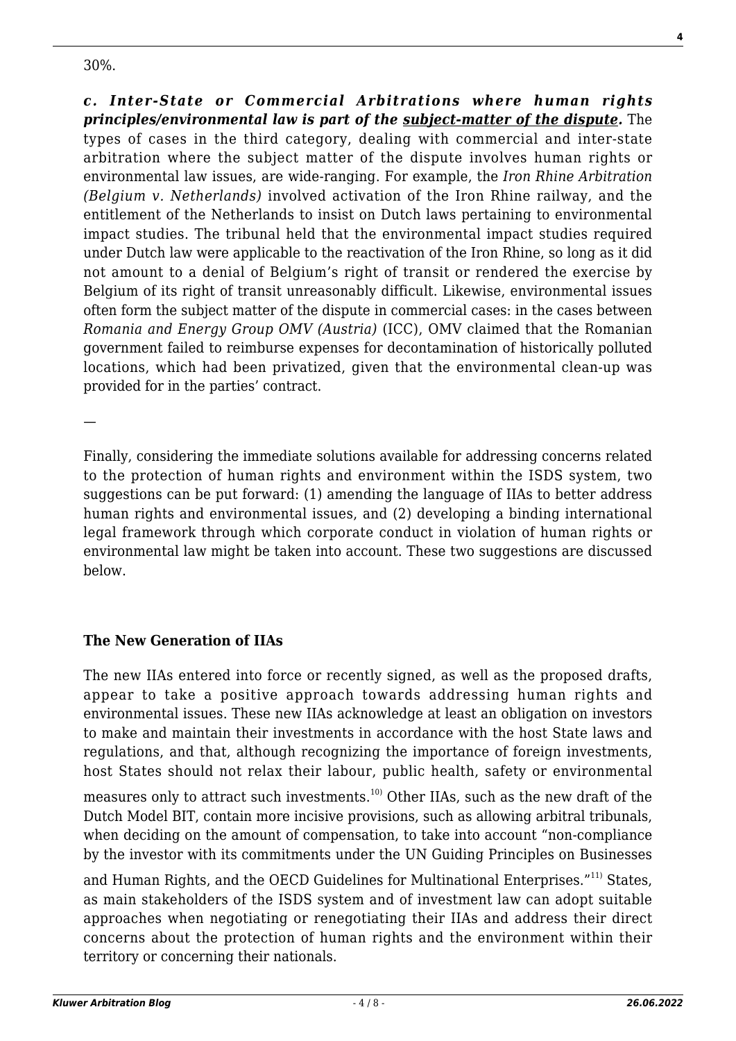30%.

***c. Inter-State or Commercial Arbitrations where human rights principles/environmental law is part of the <u>subject-matter of the dispute</u>.*** The types of cases in the third category, dealing with commercial and inter-state arbitration where the subject matter of the dispute involves human rights or environmental law issues, are wide-ranging. For example, the *Iron Rhine Arbitration (Belgium v. Netherlands)* involved activation of the Iron Rhine railway, and the entitlement of the Netherlands to insist on Dutch laws pertaining to environmental impact studies. The tribunal held that the environmental impact studies required under Dutch law were applicable to the reactivation of the Iron Rhine, so long as it did not amount to a denial of Belgium's right of transit or rendered the exercise by Belgium of its right of transit unreasonably difficult. Likewise, environmental issues often form the subject matter of the dispute in commercial cases: in the cases between *Romania and Energy Group OMV (Austria)* (ICC), OMV claimed that the Romanian government failed to reimburse expenses for decontamination of historically polluted locations, which had been privatized, given that the environmental clean-up was provided for in the parties' contract.

—

Finally, considering the immediate solutions available for addressing concerns related to the protection of human rights and environment within the ISDS system, two suggestions can be put forward: (1) amending the language of IIAs to better address human rights and environmental issues, and (2) developing a binding international legal framework through which corporate conduct in violation of human rights or environmental law might be taken into account. These two suggestions are discussed below.

### The New Generation of IIAs

The new IIAs entered into force or recently signed, as well as the proposed drafts, appear to take a positive approach towards addressing human rights and environmental issues. These new IIAs acknowledge at least an obligation on investors to make and maintain their investments in accordance with the host State laws and regulations, and that, although recognizing the importance of foreign investments, host States should not relax their labour, public health, safety or environmental measures only to attract such investments.[10] Other IIAs, such as the new draft of the Dutch Model BIT, contain more incisive provisions, such as allowing arbitral tribunals, when deciding on the amount of compensation, to take into account "non-compliance by the investor with its commitments under the UN Guiding Principles on Businesses and Human Rights, and the OECD Guidelines for Multinational Enterprises."[11] States, as main stakeholders of the ISDS system and of investment law can adopt suitable approaches when negotiating or renegotiating their IIAs and address their direct concerns about the protection of human rights and the environment within their territory or concerning their nationals.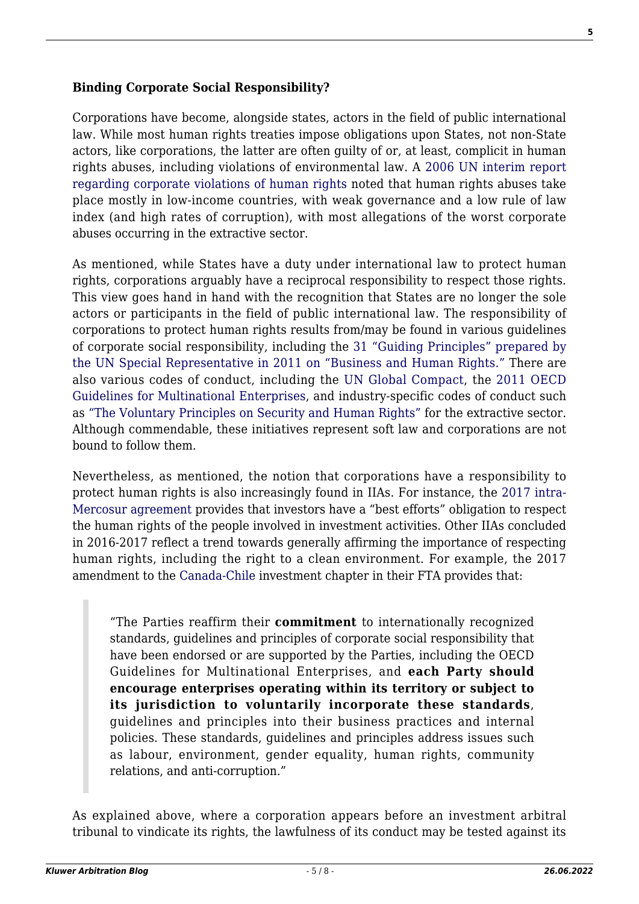**Binding Corporate Social Responsibility?**

Corporations have become, alongside states, actors in the field of public international law. While most human rights treaties impose obligations upon States, not non-State actors, like corporations, the latter are often guilty of or, at least, complicit in human rights abuses, including violations of environmental law. A 2006 UN interim report regarding corporate violations of human rights noted that human rights abuses take place mostly in low-income countries, with weak governance and a low rule of law index (and high rates of corruption), with most allegations of the worst corporate abuses occurring in the extractive sector.

As mentioned, while States have a duty under international law to protect human rights, corporations arguably have a reciprocal responsibility to respect those rights. This view goes hand in hand with the recognition that States are no longer the sole actors or participants in the field of public international law. The responsibility of corporations to protect human rights results from/may be found in various guidelines of corporate social responsibility, including the 31 "Guiding Principles" prepared by the UN Special Representative in 2011 on "Business and Human Rights." There are also various codes of conduct, including the UN Global Compact, the 2011 OECD Guidelines for Multinational Enterprises, and industry-specific codes of conduct such as "The Voluntary Principles on Security and Human Rights" for the extractive sector. Although commendable, these initiatives represent soft law and corporations are not bound to follow them.

Nevertheless, as mentioned, the notion that corporations have a responsibility to protect human rights is also increasingly found in IIAs. For instance, the 2017 intra-Mercosur agreement provides that investors have a "best efforts" obligation to respect the human rights of the people involved in investment activities. Other IIAs concluded in 2016-2017 reflect a trend towards generally affirming the importance of respecting human rights, including the right to a clean environment. For example, the 2017 amendment to the Canada-Chile investment chapter in their FTA provides that:

> "The Parties reaffirm their **commitment** to internationally recognized standards, guidelines and principles of corporate social responsibility that have been endorsed or are supported by the Parties, including the OECD Guidelines for Multinational Enterprises, and **each Party should encourage enterprises operating within its territory or subject to its jurisdiction to voluntarily incorporate these standards**, guidelines and principles into their business practices and internal policies. These standards, guidelines and principles address issues such as labour, environment, gender equality, human rights, community relations, and anti-corruption."

As explained above, where a corporation appears before an investment arbitral tribunal to vindicate its rights, the lawfulness of its conduct may be tested against its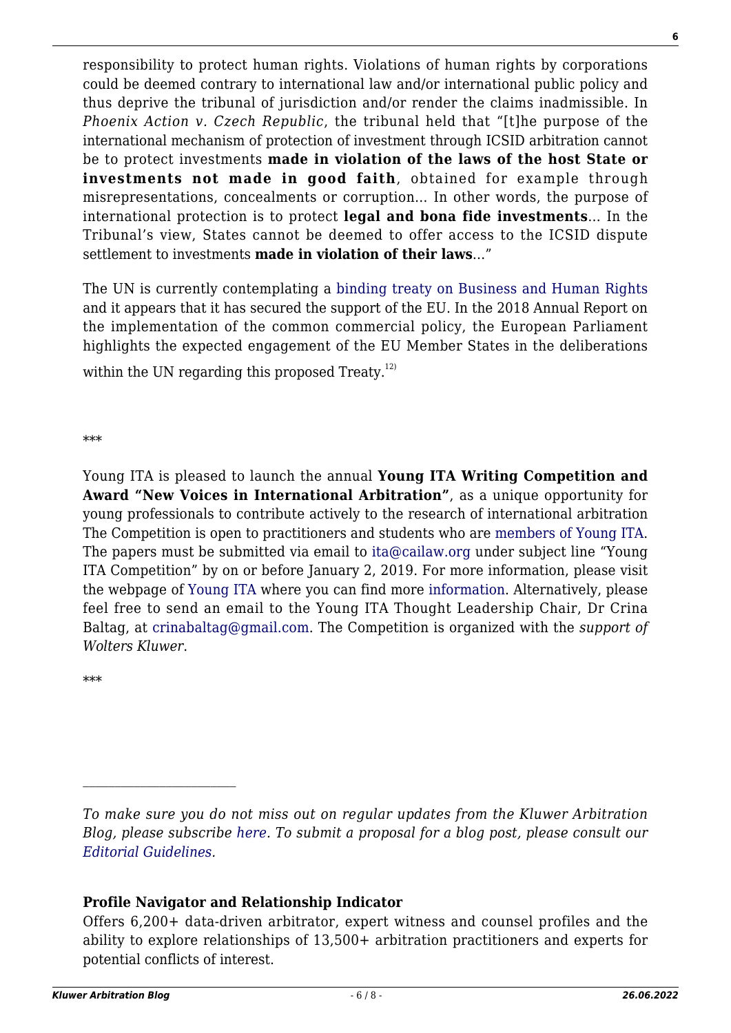responsibility to protect human rights. Violations of human rights by corporations could be deemed contrary to international law and/or international public policy and thus deprive the tribunal of jurisdiction and/or render the claims inadmissible. In *Phoenix Action v. Czech Republic*, the tribunal held that "[t]he purpose of the international mechanism of protection of investment through ICSID arbitration cannot be to protect investments **made in violation of the laws of the host State or investments not made in good faith**, obtained for example through misrepresentations, concealments or corruption… In other words, the purpose of international protection is to protect **legal and bona fide investments**… In the Tribunal's view, States cannot be deemed to offer access to the ICSID dispute settlement to investments **made in violation of their laws**…"

The UN is currently contemplating a binding treaty on Business and Human Rights and it appears that it has secured the support of the EU. In the 2018 Annual Report on the implementation of the common commercial policy, the European Parliament highlights the expected engagement of the EU Member States in the deliberations within the UN regarding this proposed Treaty.[12)]

\*\*\*

Young ITA is pleased to launch the annual **Young ITA Writing Competition and Award "New Voices in International Arbitration"**, as a unique opportunity for young professionals to contribute actively to the research of international arbitration The Competition is open to practitioners and students who are members of Young ITA. The papers must be submitted via email to ita@cailaw.org under subject line "Young ITA Competition" by on or before January 2, 2019. For more information, please visit the webpage of Young ITA where you can find more information. Alternatively, please feel free to send an email to the Young ITA Thought Leadership Chair, Dr Crina Baltag, at crinabaltag@gmail.com. The Competition is organized with the *support of Wolters Kluwer*.

\*\*\*

---

*To make sure you do not miss out on regular updates from the Kluwer Arbitration Blog, please subscribe here. To submit a proposal for a blog post, please consult our Editorial Guidelines.*

**Profile Navigator and Relationship Indicator**

Offers 6,200+ data-driven arbitrator, expert witness and counsel profiles and the ability to explore relationships of 13,500+ arbitration practitioners and experts for potential conflicts of interest.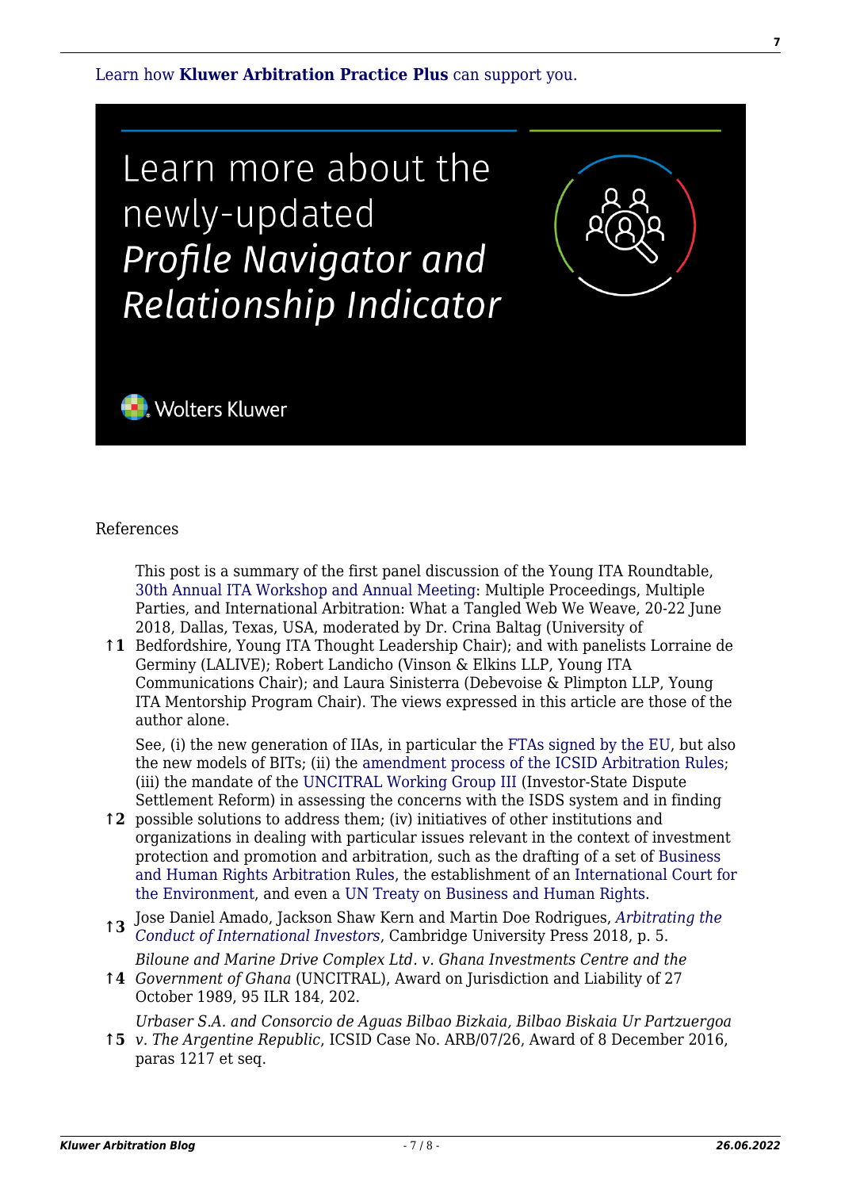Learn how **Kluwer Arbitration Practice Plus** can support you.

Learn more about the newly-updated *Profile Navigator and Relationship Indicator*

Wolters Kluwer

References

↑1 This post is a summary of the first panel discussion of the Young ITA Roundtable, 30th Annual ITA Workshop and Annual Meeting: Multiple Proceedings, Multiple Parties, and International Arbitration: What a Tangled Web We Weave, 20-22 June 2018, Dallas, Texas, USA, moderated by Dr. Crina Baltag (University of Bedfordshire, Young ITA Thought Leadership Chair); and with panelists Lorraine de Germiny (LALIVE); Robert Landicho (Vinson & Elkins LLP, Young ITA Communications Chair); and Laura Sinisterra (Debevoise & Plimpton LLP, Young ITA Mentorship Program Chair). The views expressed in this article are those of the author alone.

↑2 See, (i) the new generation of IIAs, in particular the FTAs signed by the EU, but also the new models of BITs; (ii) the amendment process of the ICSID Arbitration Rules; (iii) the mandate of the UNCITRAL Working Group III (Investor-State Dispute Settlement Reform) in assessing the concerns with the ISDS system and in finding possible solutions to address them; (iv) initiatives of other institutions and organizations in dealing with particular issues relevant in the context of investment protection and promotion and arbitration, such as the drafting of a set of Business and Human Rights Arbitration Rules, the establishment of an International Court for the Environment, and even a UN Treaty on Business and Human Rights.

↑3 Jose Daniel Amado, Jackson Shaw Kern and Martin Doe Rodrigues, *Arbitrating the Conduct of International Investors*, Cambridge University Press 2018, p. 5.

↑4 *Biloune and Marine Drive Complex Ltd. v. Ghana Investments Centre and the Government of Ghana* (UNCITRAL), Award on Jurisdiction and Liability of 27 October 1989, 95 ILR 184, 202.

↑5 *Urbaser S.A. and Consorcio de Aguas Bilbao Bizkaia, Bilbao Biskaia Ur Partzuergoa v. The Argentine Republic*, ICSID Case No. ARB/07/26, Award of 8 December 2016, paras 1217 et seq.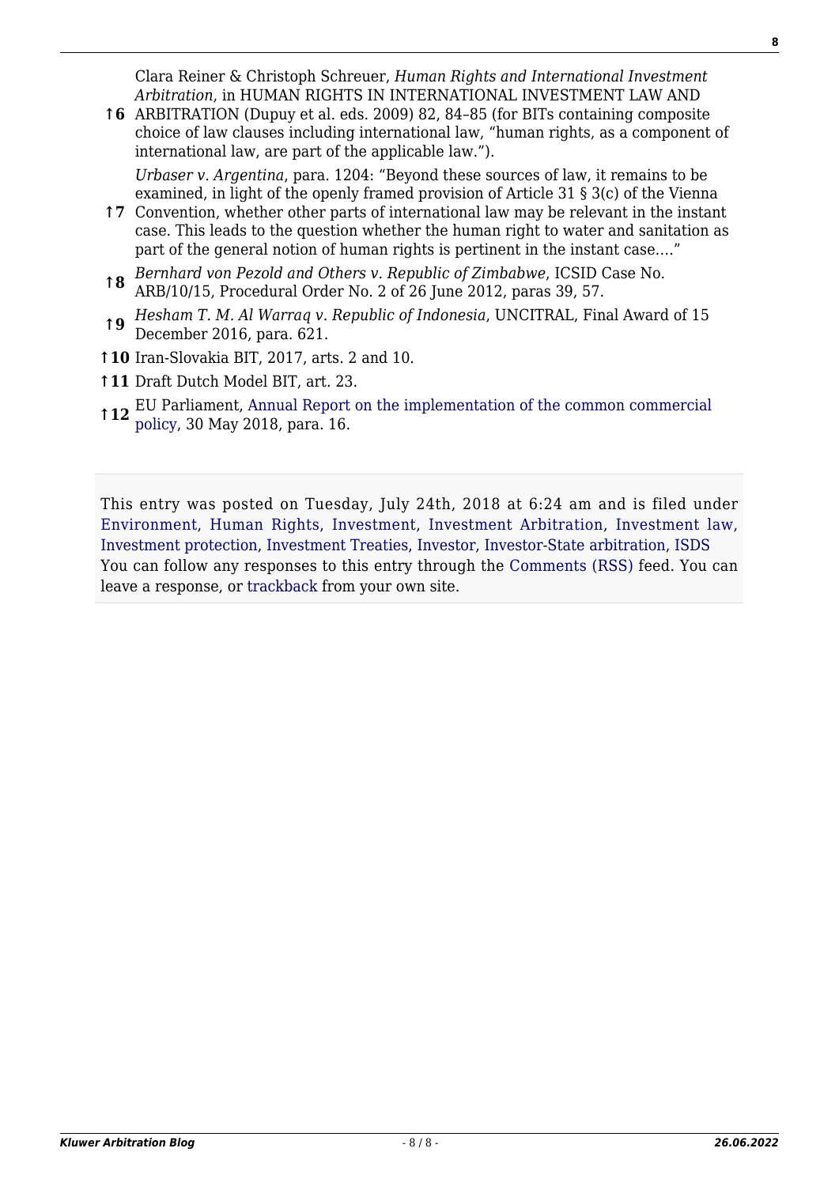↑6 Clara Reiner & Christoph Schreuer, *Human Rights and International Investment Arbitration*, in HUMAN RIGHTS IN INTERNATIONAL INVESTMENT LAW AND ARBITRATION (Dupuy et al. eds. 2009) 82, 84–85 (for BITs containing composite choice of law clauses including international law, "human rights, as a component of international law, are part of the applicable law.").

↑7 *Urbaser v. Argentina*, para. 1204: "Beyond these sources of law, it remains to be examined, in light of the openly framed provision of Article 31 § 3(c) of the Vienna Convention, whether other parts of international law may be relevant in the instant case. This leads to the question whether the human right to water and sanitation as part of the general notion of human rights is pertinent in the instant case…."

↑8 *Bernhard von Pezold and Others v. Republic of Zimbabwe*, ICSID Case No. ARB/10/15, Procedural Order No. 2 of 26 June 2012, paras 39, 57.

↑9 *Hesham T. M. Al Warraq v. Republic of Indonesia*, UNCITRAL, Final Award of 15 December 2016, para. 621.

↑10 Iran-Slovakia BIT, 2017, arts. 2 and 10.

↑11 Draft Dutch Model BIT, art. 23.

↑12 EU Parliament, Annual Report on the implementation of the common commercial policy, 30 May 2018, para. 16.

This entry was posted on Tuesday, July 24th, 2018 at 6:24 am and is filed under Environment, Human Rights, Investment, Investment Arbitration, Investment law, Investment protection, Investment Treaties, Investor, Investor-State arbitration, ISDS
You can follow any responses to this entry through the Comments (RSS) feed. You can leave a response, or trackback from your own site.